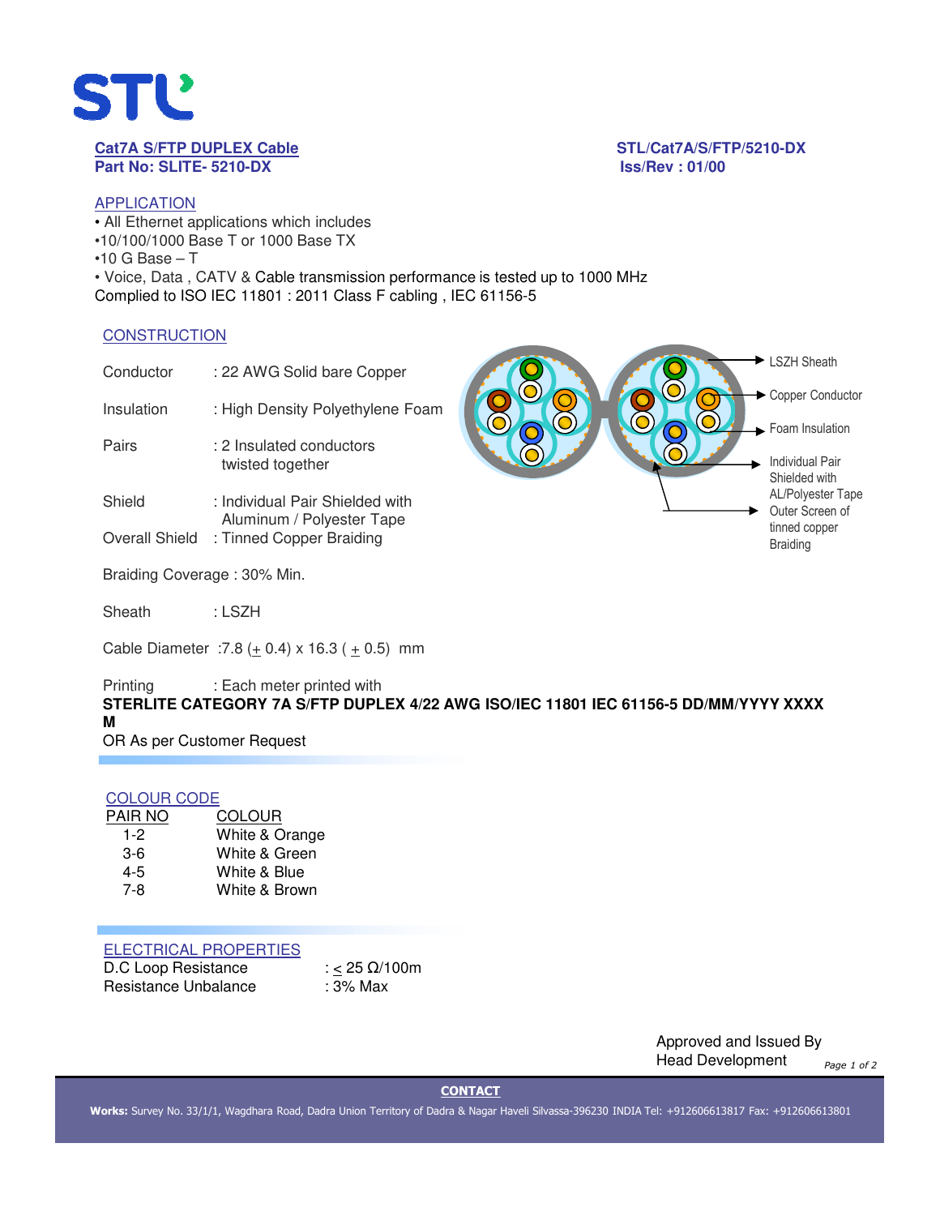**Cat7A S/FTP DUPLEX Cable**
**Part No: SLITE- 5210-DX**

**STL/Cat7A/S/FTP/5210-DX**
**Iss/Rev : 01/00**

## APPLICATION

- All Ethernet applications which includes
- 10/100/1000 Base T or 1000 Base TX
- 10 G Base – T
- Voice, Data , CATV & Cable transmission performance is tested up to 1000 MHz

Complied to ISO IEC 11801 : 2011 Class F cabling , IEC 61156-5

## CONSTRUCTION

| | |
|---|---|
| Conductor | : 22 AWG Solid bare Copper |
| Insulation | : High Density Polyethylene Foam |
| Pairs | : 2 Insulated conductors twisted together |
| Shield | : Individual Pair Shielded with Aluminum / Polyester Tape |
| Overall Shield | : Tinned Copper Braiding |

LSZH Sheath
Copper Conductor
Foam Insulation
Individual Pair Shielded with AL/Polyester Tape
Outer Screen of tinned copper Braiding

Braiding Coverage : 30% Min.

Sheath : LSZH

Cable Diameter :7.8 (± 0.4) x 16.3 ( ± 0.5) mm

Printing : Each meter printed with
**STERLITE CATEGORY 7A S/FTP DUPLEX 4/22 AWG ISO/IEC 11801 IEC 61156-5 DD/MM/YYYY XXXX M**
OR As per Customer Request

## COLOUR CODE

| PAIR NO | COLOUR |
|---|---|
| 1-2 | White & Orange |
| 3-6 | White & Green |
| 4-5 | White & Blue |
| 7-8 | White & Brown |

## ELECTRICAL PROPERTIES

| | |
|---|---|
| D.C Loop Resistance | : ≤ 25 Ω/100m |
| Resistance Unbalance | : 3% Max |

Approved and Issued By
Head Development

**CONTACT**

**Works:** Survey No. 33/1/1, Wagdhara Road, Dadra Union Territory of Dadra & Nagar Haveli Silvassa-396230 INDIA Tel: +912606613817 Fax: +912606613801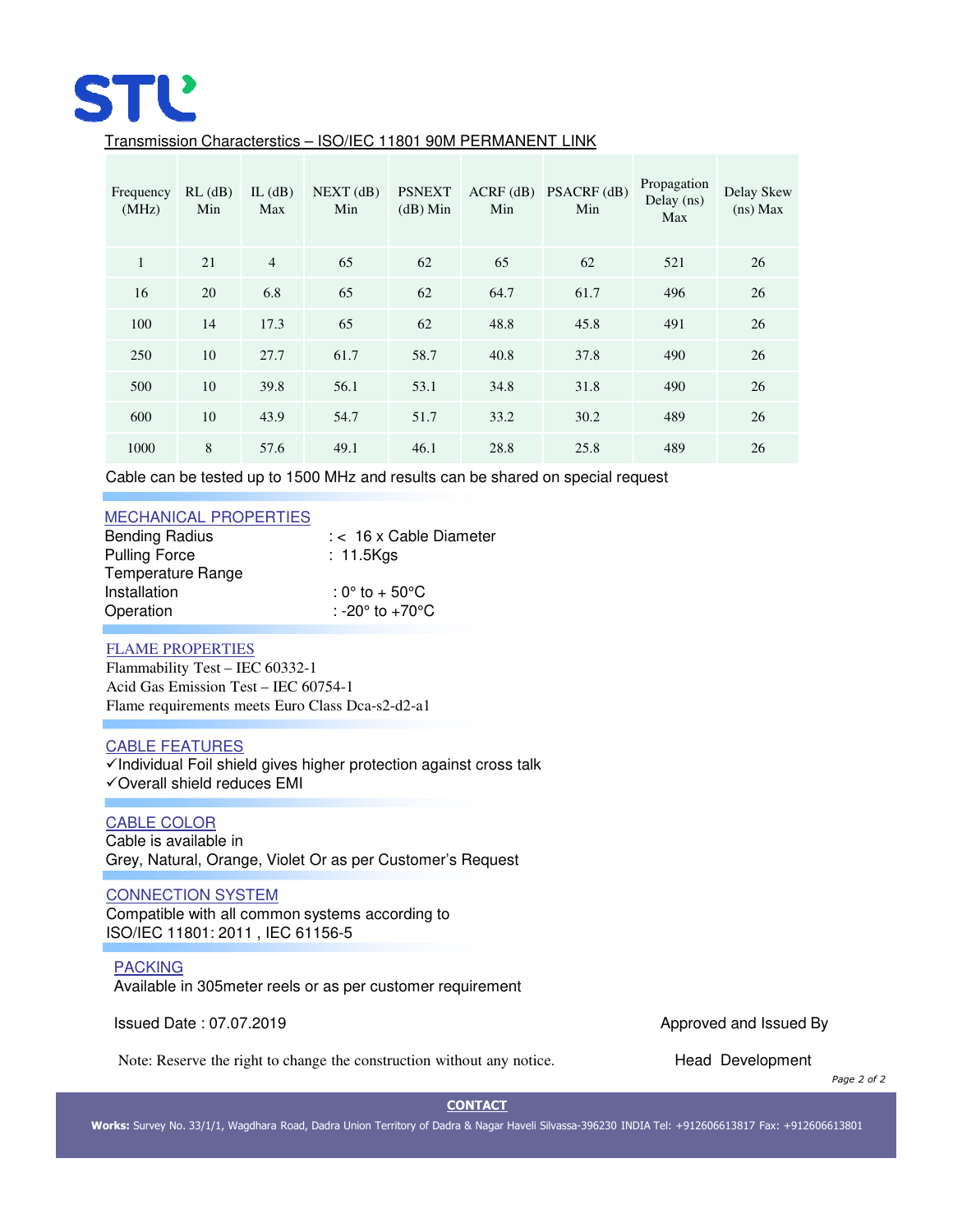STL

## Transmission Characterstics – ISO/IEC 11801 90M PERMANENT LINK

| Frequency (MHz) | RL (dB) Min | IL (dB) Max | NEXT (dB) Min | PSNEXT (dB) Min | ACRF (dB) Min | PSACRF (dB) Min | Propagation Delay (ns) Max | Delay Skew (ns) Max |
|---|---|---|---|---|---|---|---|---|
| 1 | 21 | 4 | 65 | 62 | 65 | 62 | 521 | 26 |
| 16 | 20 | 6.8 | 65 | 62 | 64.7 | 61.7 | 496 | 26 |
| 100 | 14 | 17.3 | 65 | 62 | 48.8 | 45.8 | 491 | 26 |
| 250 | 10 | 27.7 | 61.7 | 58.7 | 40.8 | 37.8 | 490 | 26 |
| 500 | 10 | 39.8 | 56.1 | 53.1 | 34.8 | 31.8 | 490 | 26 |
| 600 | 10 | 43.9 | 54.7 | 51.7 | 33.2 | 30.2 | 489 | 26 |
| 1000 | 8 | 57.6 | 49.1 | 46.1 | 28.8 | 25.8 | 489 | 26 |

Cable can be tested up to 1500 MHz and results can be shared on special request

## MECHANICAL PROPERTIES

Bending Radius : < 16 x Cable Diameter
Pulling Force : 11.5Kgs
Temperature Range
Installation : 0° to + 50°C
Operation : -20° to +70°C

## FLAME PROPERTIES

Flammability Test – IEC 60332-1
Acid Gas Emission Test – IEC 60754-1
Flame requirements meets Euro Class Dca-s2-d2-a1

## CABLE FEATURES

✓Individual Foil shield gives higher protection against cross talk
✓Overall shield reduces EMI

## CABLE COLOR

Cable is available in
Grey, Natural, Orange, Violet Or as per Customer's Request

## CONNECTION SYSTEM

Compatible with all common systems according to
ISO/IEC 11801: 2011 , IEC 61156-5

## PACKING

Available in 305meter reels or as per customer requirement

Issued Date : 07.07.2019

Approved and Issued By

Note: Reserve the right to change the construction without any notice.

Head Development

**CONTACT**

**Works:** Survey No. 33/1/1, Wagdhara Road, Dadra Union Territory of Dadra & Nagar Haveli Silvassa-396230 INDIA Tel: +912606613817 Fax: +912606613801